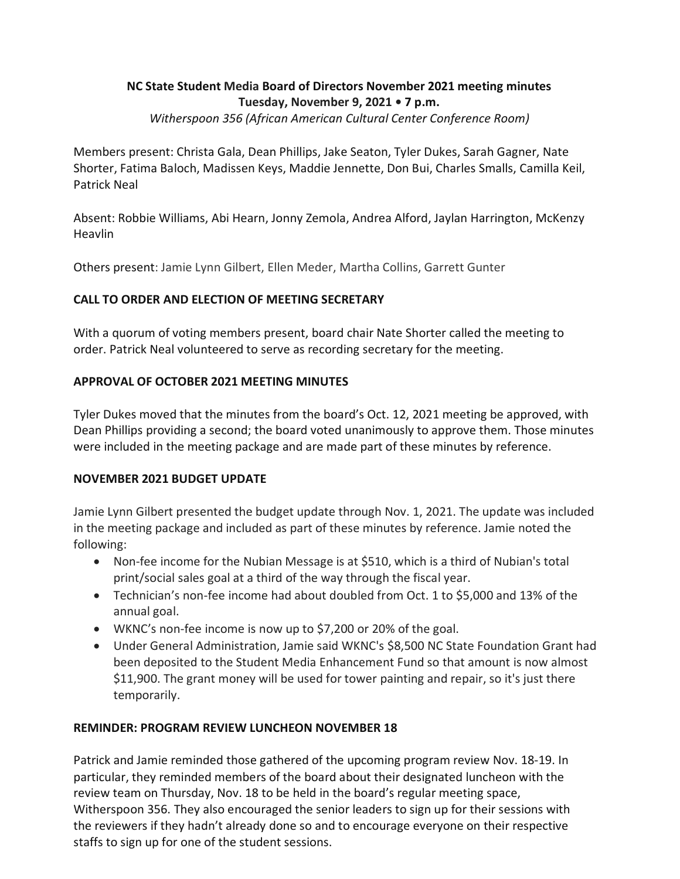# NC State Student Media Board of Directors November 2021 meeting minutes

**Tuesday, November 9, 2021 • 7 p.m.**

*Witherspoon 356 (African American Cultural Center Conference Room)*

Members present: Christa Gala, Dean Phillips, Jake Seaton, Tyler Dukes, Sarah Gagner, Nate Shorter, Fatima Baloch, Madissen Keys, Maddie Jennette, Don Bui, Charles Smalls, Camilla Keil, Patrick Neal

Absent: Robbie Williams, Abi Hearn, Jonny Zemola, Andrea Alford, Jaylan Harrington, McKenzy Heavlin

Others present: Jamie Lynn Gilbert, Ellen Meder, Martha Collins, Garrett Gunter

## CALL TO ORDER AND ELECTION OF MEETING SECRETARY

With a quorum of voting members present, board chair Nate Shorter called the meeting to order. Patrick Neal volunteered to serve as recording secretary for the meeting.

## APPROVAL OF OCTOBER 2021 MEETING MINUTES

Tyler Dukes moved that the minutes from the board's Oct. 12, 2021 meeting be approved, with Dean Phillips providing a second; the board voted unanimously to approve them. Those minutes were included in the meeting package and are made part of these minutes by reference.

## NOVEMBER 2021 BUDGET UPDATE

Jamie Lynn Gilbert presented the budget update through Nov. 1, 2021. The update was included in the meeting package and included as part of these minutes by reference. Jamie noted the following:

- Non-fee income for the Nubian Message is at $510, which is a third of Nubian's total print/social sales goal at a third of the way through the fiscal year.
- Technician's non-fee income had about doubled from Oct. 1 to $5,000 and 13% of the annual goal.
- WKNC's non-fee income is now up to $7,200 or 20% of the goal.
- Under General Administration, Jamie said WKNC's $8,500 NC State Foundation Grant had been deposited to the Student Media Enhancement Fund so that amount is now almost $11,900. The grant money will be used for tower painting and repair, so it's just there temporarily.

## REMINDER: PROGRAM REVIEW LUNCHEON NOVEMBER 18

Patrick and Jamie reminded those gathered of the upcoming program review Nov. 18-19. In particular, they reminded members of the board about their designated luncheon with the review team on Thursday, Nov. 18 to be held in the board's regular meeting space, Witherspoon 356. They also encouraged the senior leaders to sign up for their sessions with the reviewers if they hadn't already done so and to encourage everyone on their respective staffs to sign up for one of the student sessions.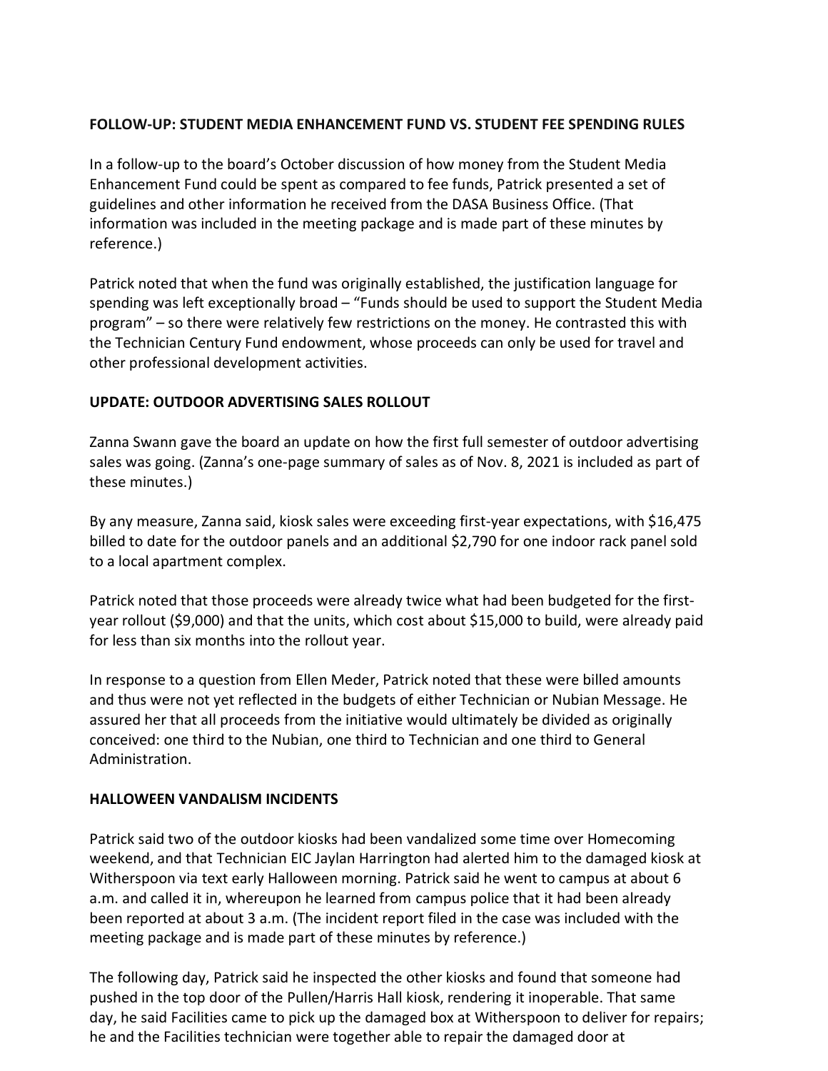**FOLLOW-UP: STUDENT MEDIA ENHANCEMENT FUND VS. STUDENT FEE SPENDING RULES**

In a follow-up to the board's October discussion of how money from the Student Media Enhancement Fund could be spent as compared to fee funds, Patrick presented a set of guidelines and other information he received from the DASA Business Office. (That information was included in the meeting package and is made part of these minutes by reference.)

Patrick noted that when the fund was originally established, the justification language for spending was left exceptionally broad – "Funds should be used to support the Student Media program" – so there were relatively few restrictions on the money. He contrasted this with the Technician Century Fund endowment, whose proceeds can only be used for travel and other professional development activities.

**UPDATE: OUTDOOR ADVERTISING SALES ROLLOUT**

Zanna Swann gave the board an update on how the first full semester of outdoor advertising sales was going. (Zanna's one-page summary of sales as of Nov. 8, 2021 is included as part of these minutes.)

By any measure, Zanna said, kiosk sales were exceeding first-year expectations, with $16,475 billed to date for the outdoor panels and an additional $2,790 for one indoor rack panel sold to a local apartment complex.

Patrick noted that those proceeds were already twice what had been budgeted for the first-year rollout ($9,000) and that the units, which cost about $15,000 to build, were already paid for less than six months into the rollout year.

In response to a question from Ellen Meder, Patrick noted that these were billed amounts and thus were not yet reflected in the budgets of either Technician or Nubian Message. He assured her that all proceeds from the initiative would ultimately be divided as originally conceived: one third to the Nubian, one third to Technician and one third to General Administration.

**HALLOWEEN VANDALISM INCIDENTS**

Patrick said two of the outdoor kiosks had been vandalized some time over Homecoming weekend, and that Technician EIC Jaylan Harrington had alerted him to the damaged kiosk at Witherspoon via text early Halloween morning. Patrick said he went to campus at about 6 a.m. and called it in, whereupon he learned from campus police that it had been already been reported at about 3 a.m. (The incident report filed in the case was included with the meeting package and is made part of these minutes by reference.)

The following day, Patrick said he inspected the other kiosks and found that someone had pushed in the top door of the Pullen/Harris Hall kiosk, rendering it inoperable. That same day, he said Facilities came to pick up the damaged box at Witherspoon to deliver for repairs; he and the Facilities technician were together able to repair the damaged door at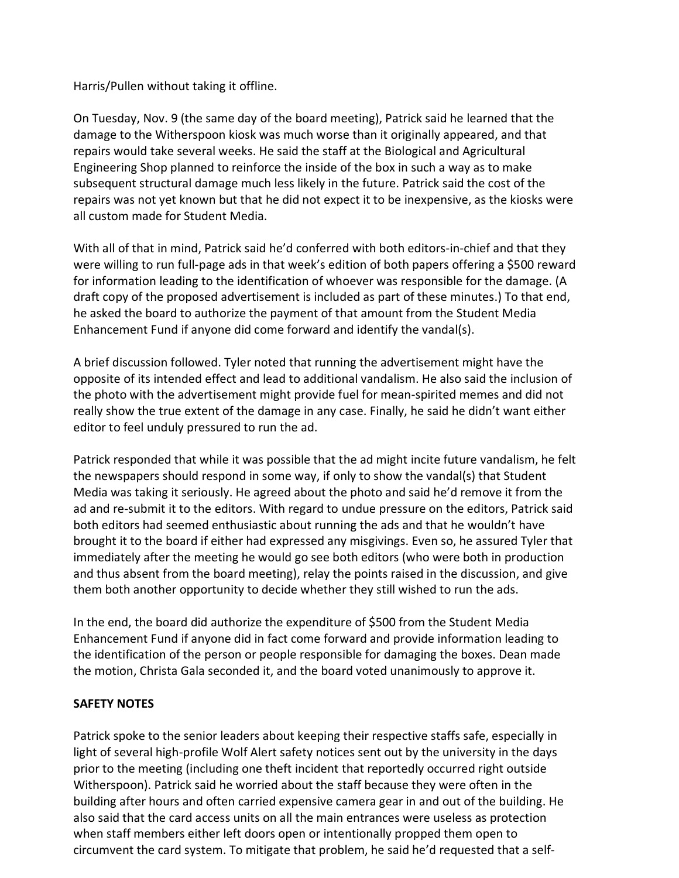Harris/Pullen without taking it offline.

On Tuesday, Nov. 9 (the same day of the board meeting), Patrick said he learned that the damage to the Witherspoon kiosk was much worse than it originally appeared, and that repairs would take several weeks. He said the staff at the Biological and Agricultural Engineering Shop planned to reinforce the inside of the box in such a way as to make subsequent structural damage much less likely in the future. Patrick said the cost of the repairs was not yet known but that he did not expect it to be inexpensive, as the kiosks were all custom made for Student Media.

With all of that in mind, Patrick said he'd conferred with both editors-in-chief and that they were willing to run full-page ads in that week's edition of both papers offering a $500 reward for information leading to the identification of whoever was responsible for the damage. (A draft copy of the proposed advertisement is included as part of these minutes.) To that end, he asked the board to authorize the payment of that amount from the Student Media Enhancement Fund if anyone did come forward and identify the vandal(s).

A brief discussion followed. Tyler noted that running the advertisement might have the opposite of its intended effect and lead to additional vandalism. He also said the inclusion of the photo with the advertisement might provide fuel for mean-spirited memes and did not really show the true extent of the damage in any case. Finally, he said he didn't want either editor to feel unduly pressured to run the ad.

Patrick responded that while it was possible that the ad might incite future vandalism, he felt the newspapers should respond in some way, if only to show the vandal(s) that Student Media was taking it seriously. He agreed about the photo and said he'd remove it from the ad and re-submit it to the editors. With regard to undue pressure on the editors, Patrick said both editors had seemed enthusiastic about running the ads and that he wouldn't have brought it to the board if either had expressed any misgivings. Even so, he assured Tyler that immediately after the meeting he would go see both editors (who were both in production and thus absent from the board meeting), relay the points raised in the discussion, and give them both another opportunity to decide whether they still wished to run the ads.

In the end, the board did authorize the expenditure of $500 from the Student Media Enhancement Fund if anyone did in fact come forward and provide information leading to the identification of the person or people responsible for damaging the boxes. Dean made the motion, Christa Gala seconded it, and the board voted unanimously to approve it.

**SAFETY NOTES**

Patrick spoke to the senior leaders about keeping their respective staffs safe, especially in light of several high-profile Wolf Alert safety notices sent out by the university in the days prior to the meeting (including one theft incident that reportedly occurred right outside Witherspoon). Patrick said he worried about the staff because they were often in the building after hours and often carried expensive camera gear in and out of the building. He also said that the card access units on all the main entrances were useless as protection when staff members either left doors open or intentionally propped them open to circumvent the card system. To mitigate that problem, he said he'd requested that a self-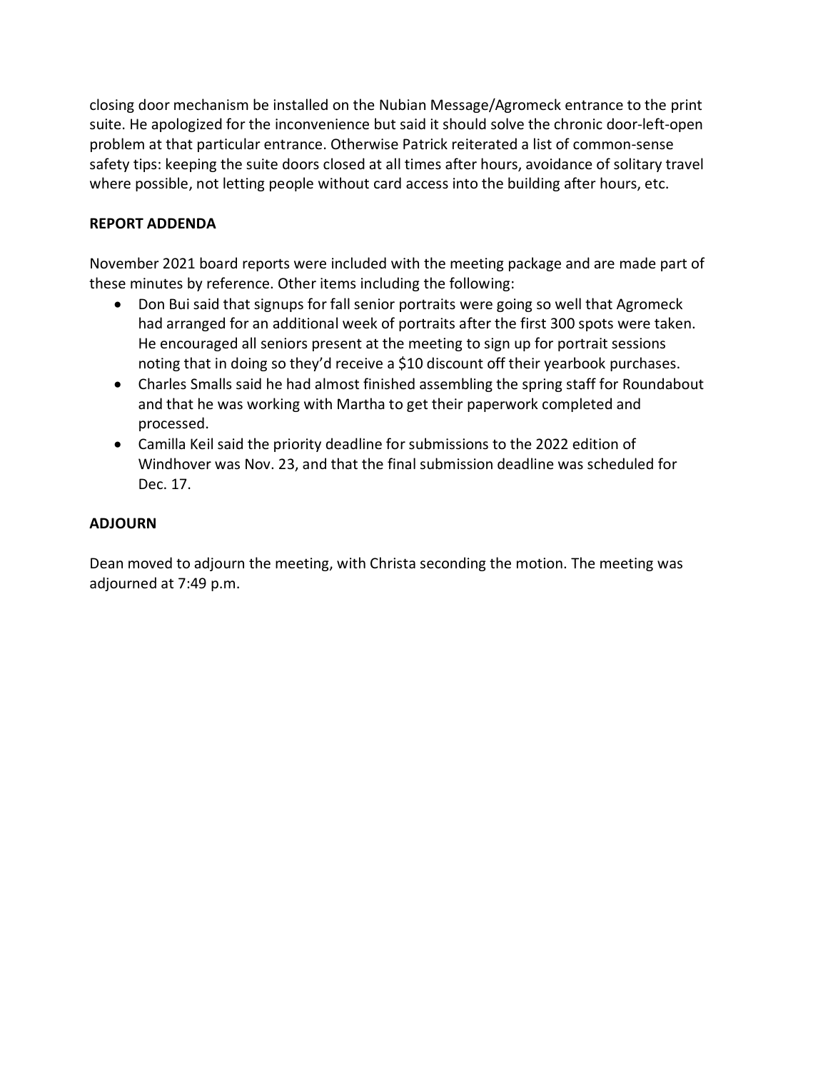closing door mechanism be installed on the Nubian Message/Agromeck entrance to the print suite. He apologized for the inconvenience but said it should solve the chronic door-left-open problem at that particular entrance. Otherwise Patrick reiterated a list of common-sense safety tips: keeping the suite doors closed at all times after hours, avoidance of solitary travel where possible, not letting people without card access into the building after hours, etc.

**REPORT ADDENDA**

November 2021 board reports were included with the meeting package and are made part of these minutes by reference. Other items including the following:

- Don Bui said that signups for fall senior portraits were going so well that Agromeck had arranged for an additional week of portraits after the first 300 spots were taken. He encouraged all seniors present at the meeting to sign up for portrait sessions noting that in doing so they'd receive a $10 discount off their yearbook purchases.
- Charles Smalls said he had almost finished assembling the spring staff for Roundabout and that he was working with Martha to get their paperwork completed and processed.
- Camilla Keil said the priority deadline for submissions to the 2022 edition of Windhover was Nov. 23, and that the final submission deadline was scheduled for Dec. 17.

**ADJOURN**

Dean moved to adjourn the meeting, with Christa seconding the motion. The meeting was adjourned at 7:49 p.m.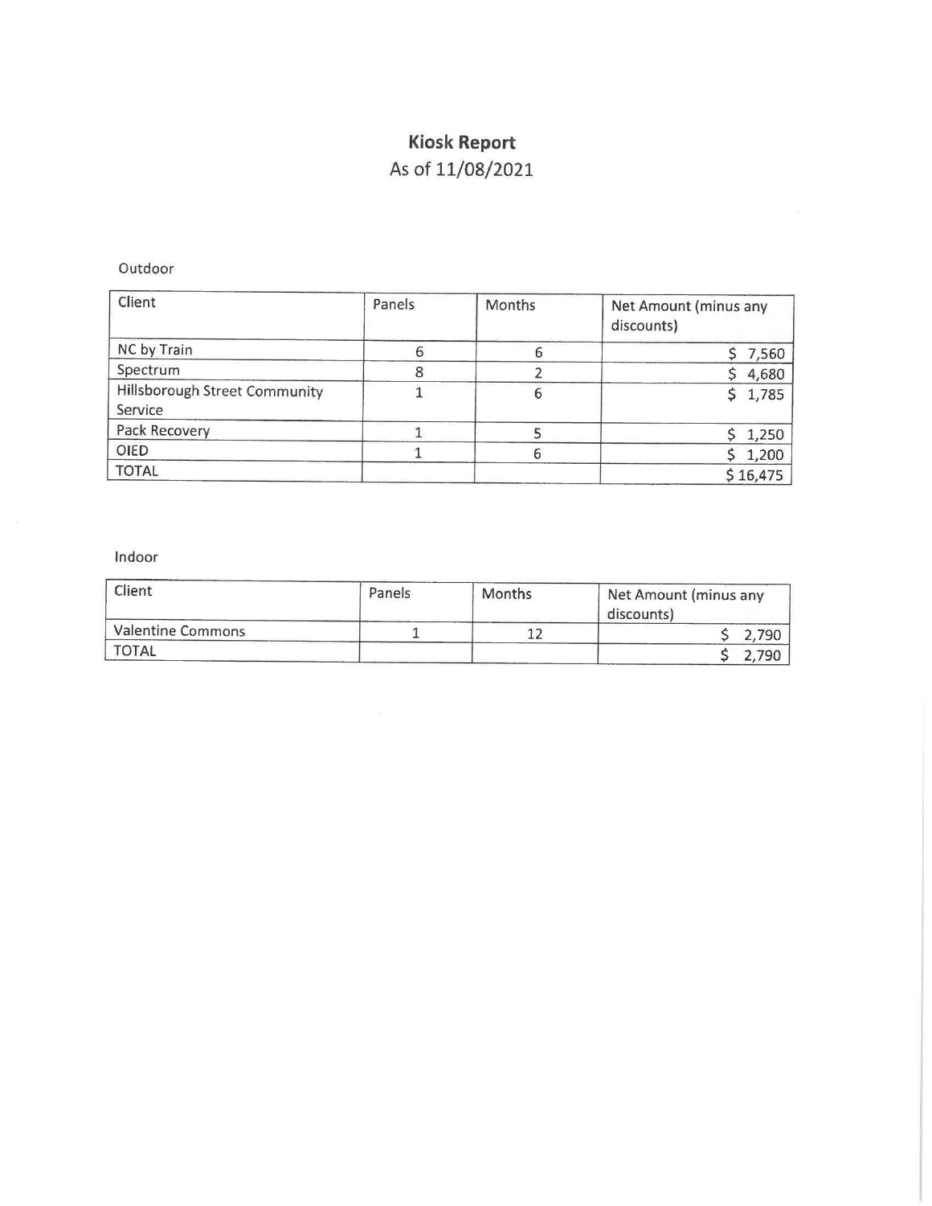# Kiosk Report

As of 11/08/2021

Outdoor

| Client | Panels | Months | Net Amount (minus any discounts) |
|---|---|---|---|
| NC by Train | 6 | 6 | $ 7,560 |
| Spectrum | 8 | 2 | $ 4,680 |
| Hillsborough Street Community Service | 1 | 6 | $ 1,785 |
| Pack Recovery | 1 | 5 | $ 1,250 |
| OIED | 1 | 6 | $ 1,200 |
| TOTAL | | | $ 16,475 |

Indoor

| Client | Panels | Months | Net Amount (minus any discounts) |
|---|---|---|---|
| Valentine Commons | 1 | 12 | $ 2,790 |
| TOTAL | | | $ 2,790 |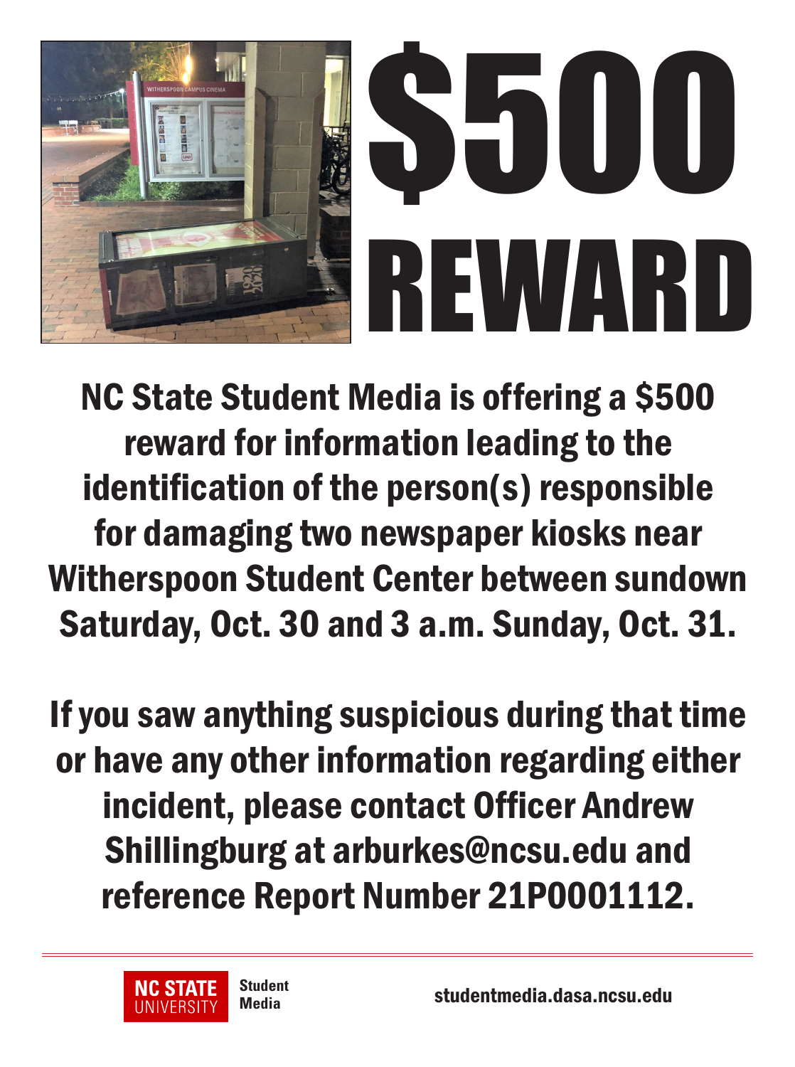# $500 REWARD

NC State Student Media is offering a $500 reward for information leading to the identification of the person(s) responsible for damaging two newspaper kiosks near Witherspoon Student Center between sundown Saturday, Oct. 30 and 3 a.m. Sunday, Oct. 31.

If you saw anything suspicious during that time or have any other information regarding either incident, please contact Officer Andrew Shillingburg at arburkes@ncsu.edu and reference Report Number 21P0001112.

NC STATE UNIVERSITY Student Media

studentmedia.dasa.ncsu.edu